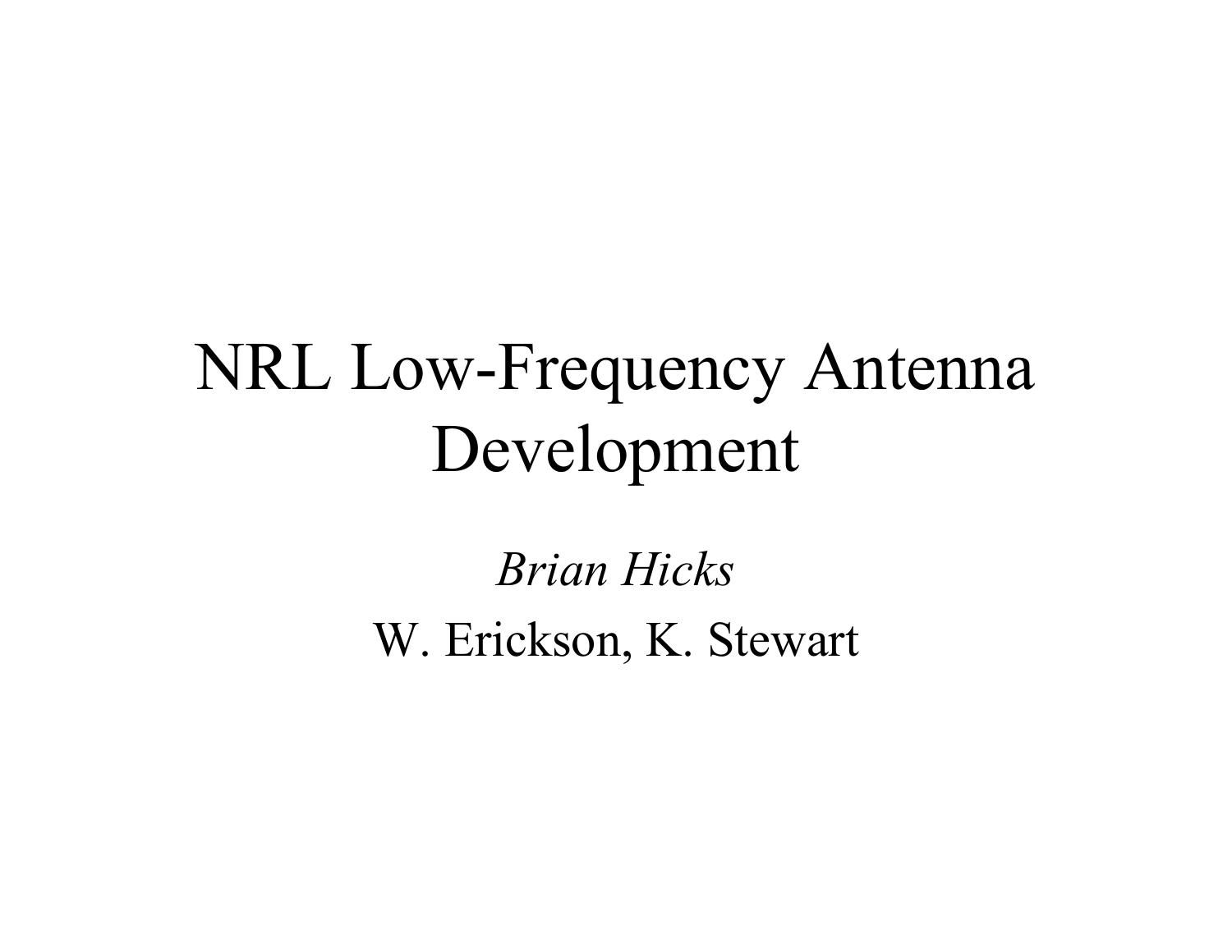# NRL Low-Frequency Antenna Development

*Brian Hicks*

W. Erickson, K. Stewart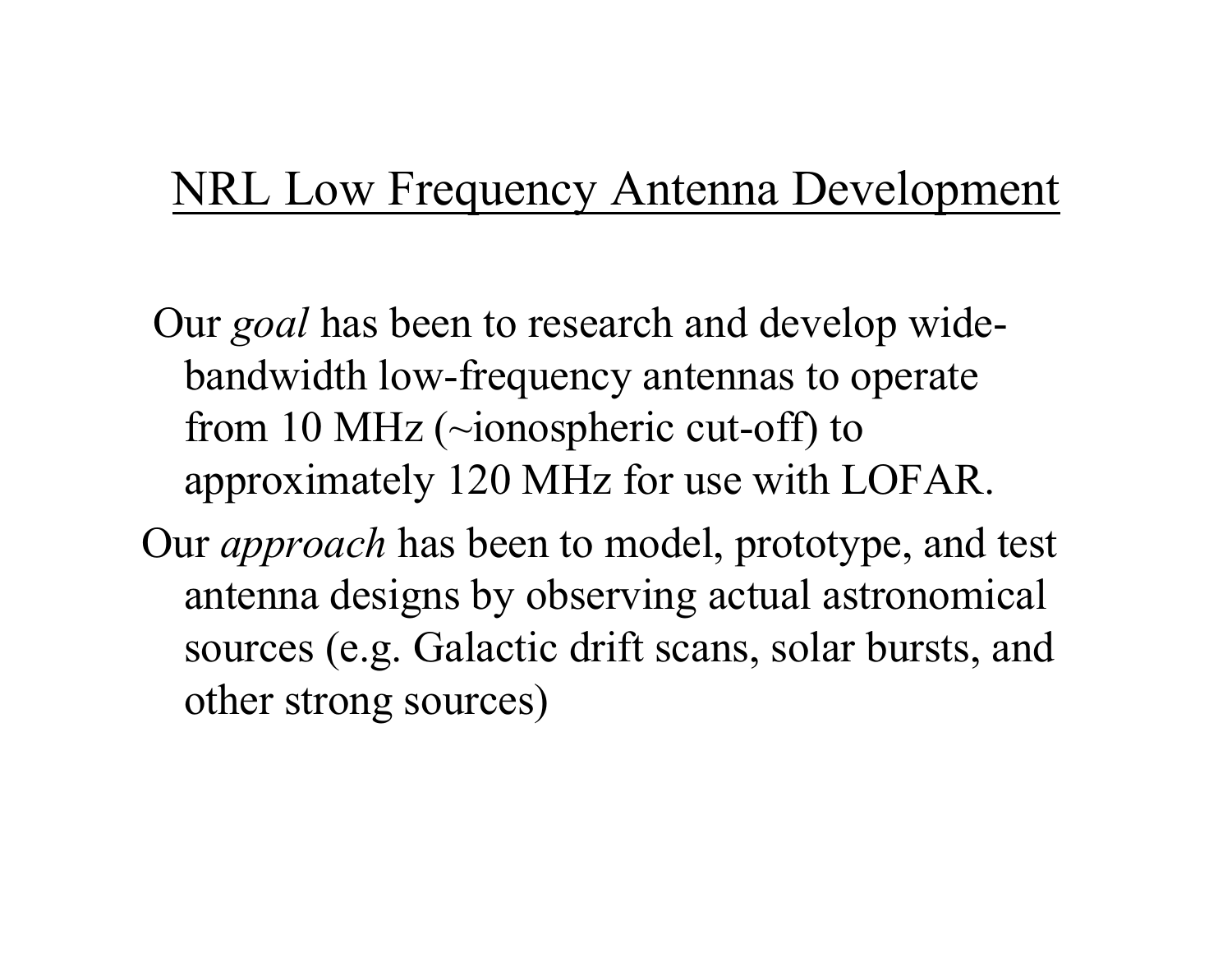# NRL Low Frequency Antenna Development

Our *goal* has been to research and develop wide-bandwidth low-frequency antennas to operate from 10 MHz (~ionospheric cut-off) to approximately 120 MHz for use with LOFAR.

Our *approach* has been to model, prototype, and test antenna designs by observing actual astronomical sources (e.g. Galactic drift scans, solar bursts, and other strong sources)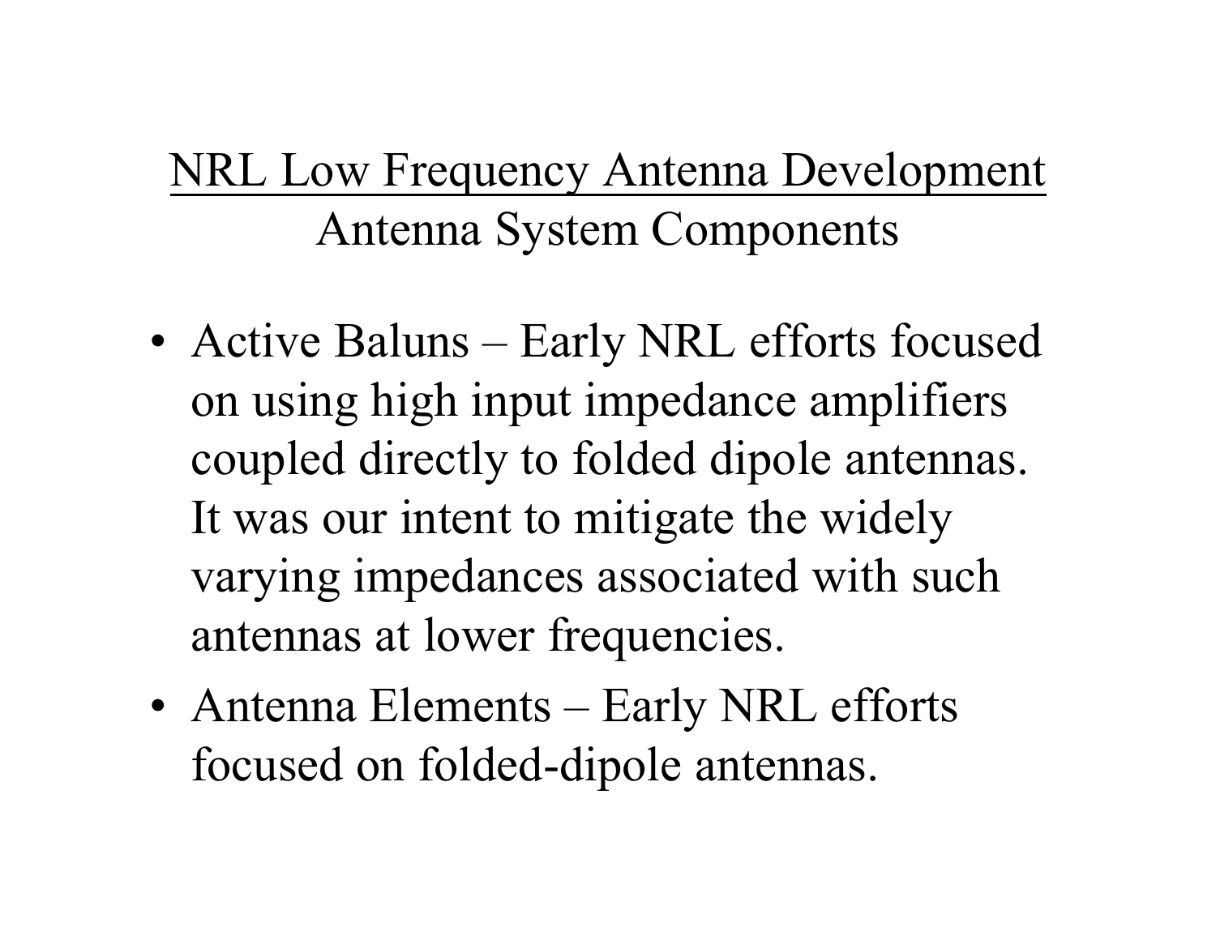## NRL Low Frequency Antenna Development

### Antenna System Components

- Active Baluns – Early NRL efforts focused on using high input impedance amplifiers coupled directly to folded dipole antennas. It was our intent to mitigate the widely varying impedances associated with such antennas at lower frequencies.
- Antenna Elements – Early NRL efforts focused on folded-dipole antennas.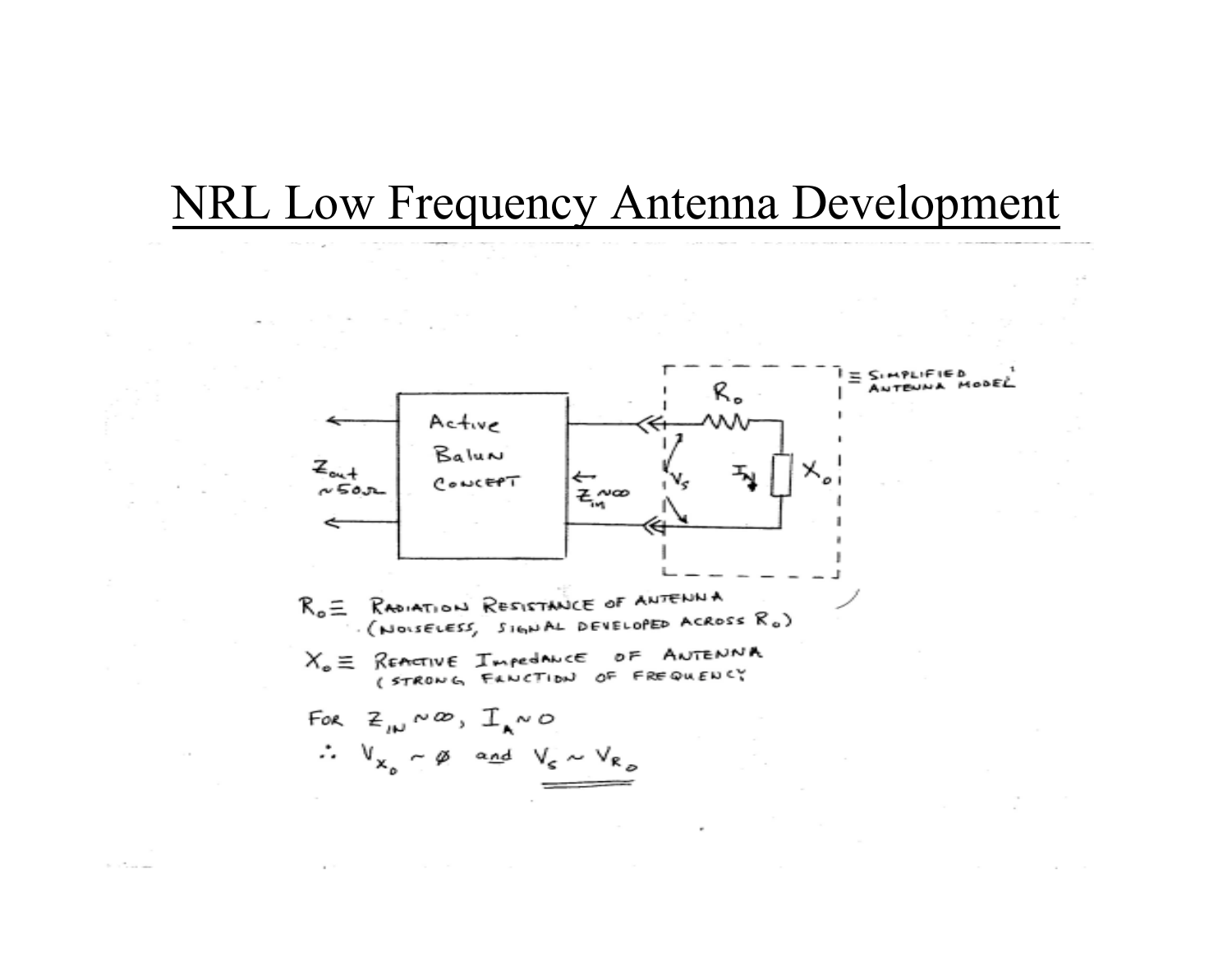# NRL Low Frequency Antenna Development

Active Balun Concept

$Z_{out} \sim 50\Omega$

$Z_{in} \sim \infty$

$R_o$

$V_s$

$I_A$

$X_o$

≡ SIMPLIFIED ANTENNA MODEL

$R_o \equiv$ RADIATION RESISTANCE OF ANTENNA (NOISELESS, SIGNAL DEVELOPED ACROSS $R_o$)

$X_o \equiv$ REACTIVE IMPEDANCE OF ANTENNA (STRONG FUNCTION OF FREQUENCY)

FOR $Z_{IN} \sim \infty$, $I_A \sim 0$

$\therefore V_{X_o} \sim \emptyset$ and $V_S \sim V_{R_o}$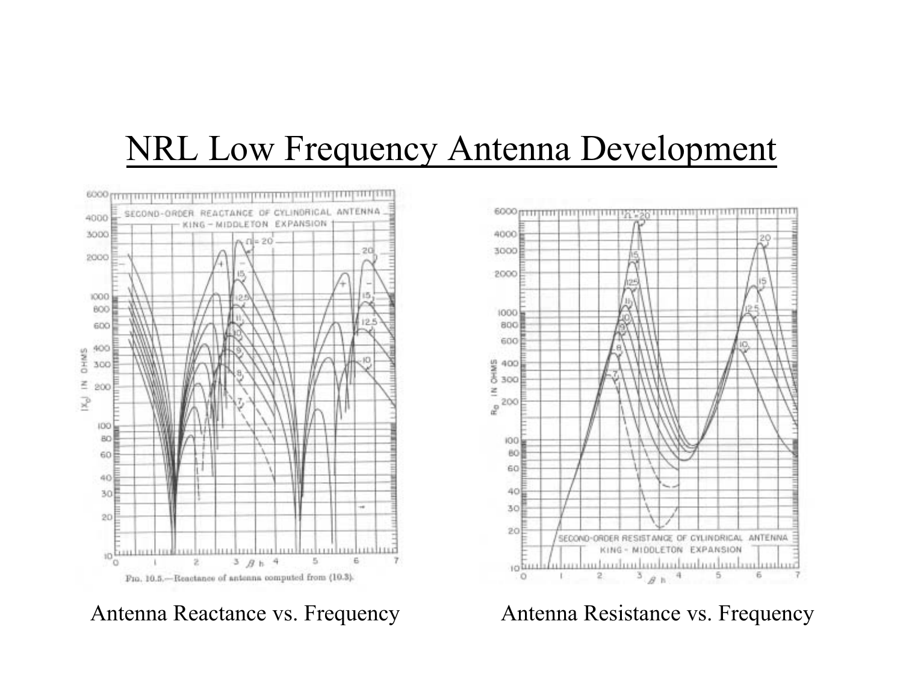# NRL Low Frequency Antenna Development

Antenna Reactance vs. Frequency

Antenna Resistance vs. Frequency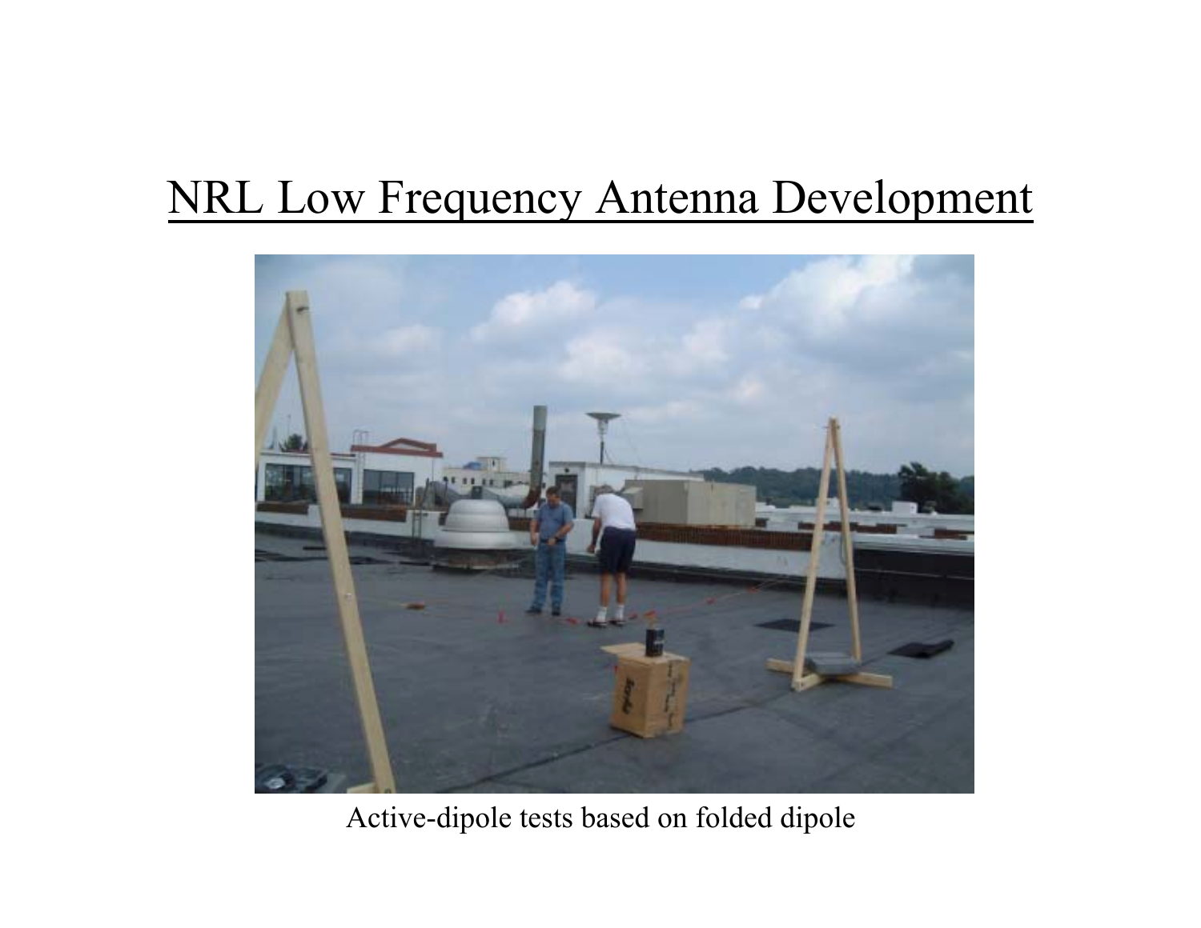# NRL Low Frequency Antenna Development

Active-dipole tests based on folded dipole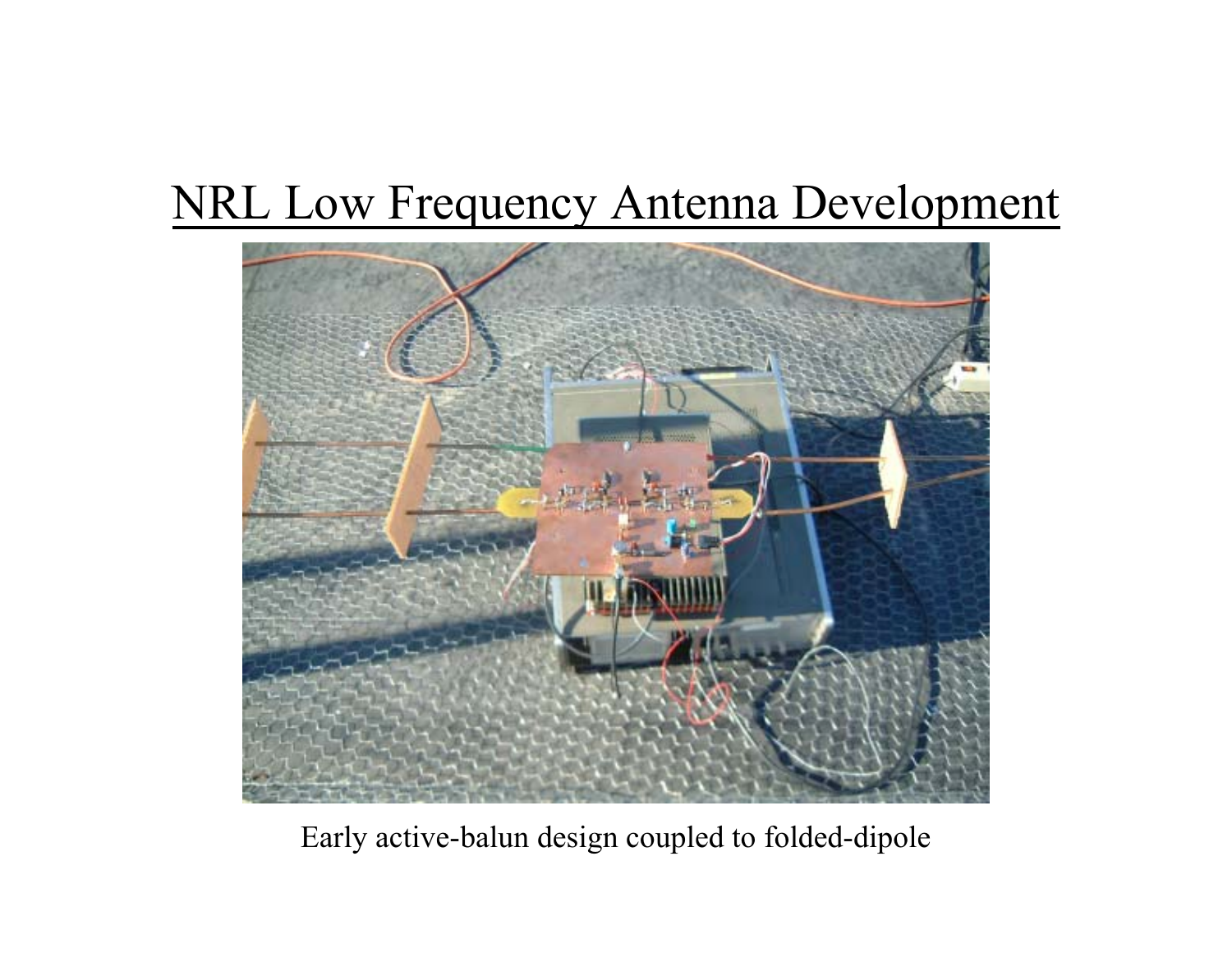# NRL Low Frequency Antenna Development

Early active-balun design coupled to folded-dipole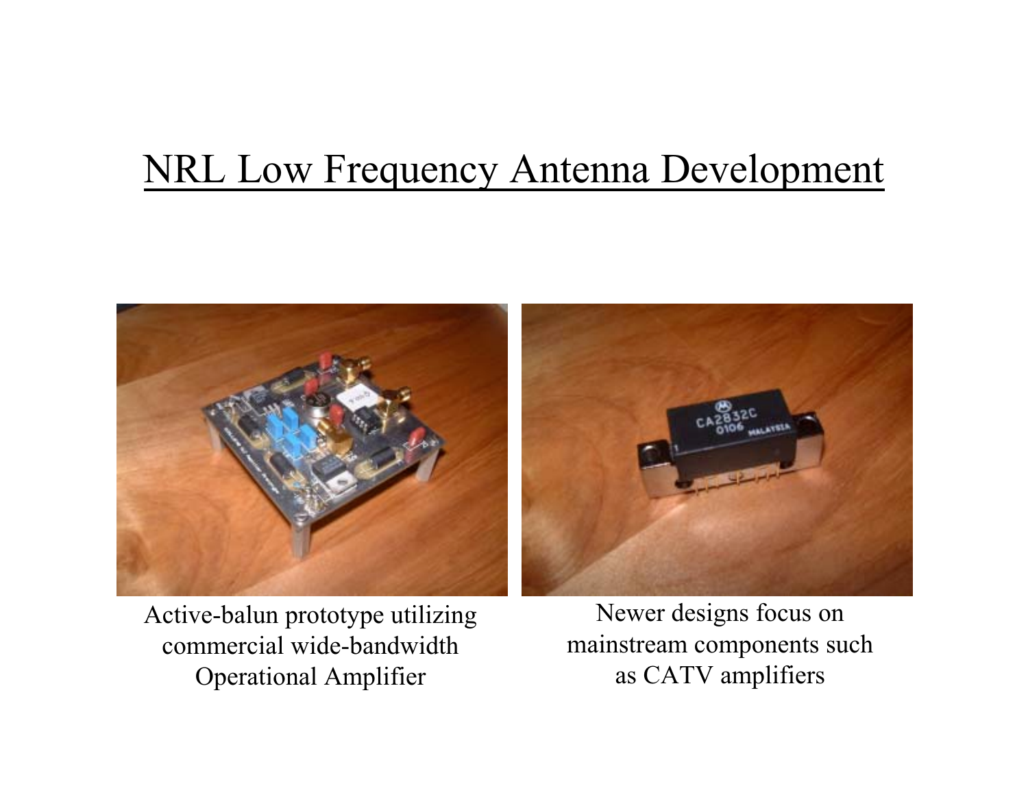# NRL Low Frequency Antenna Development

Active-balun prototype utilizing commercial wide-bandwidth Operational Amplifier

Newer designs focus on mainstream components such as CATV amplifiers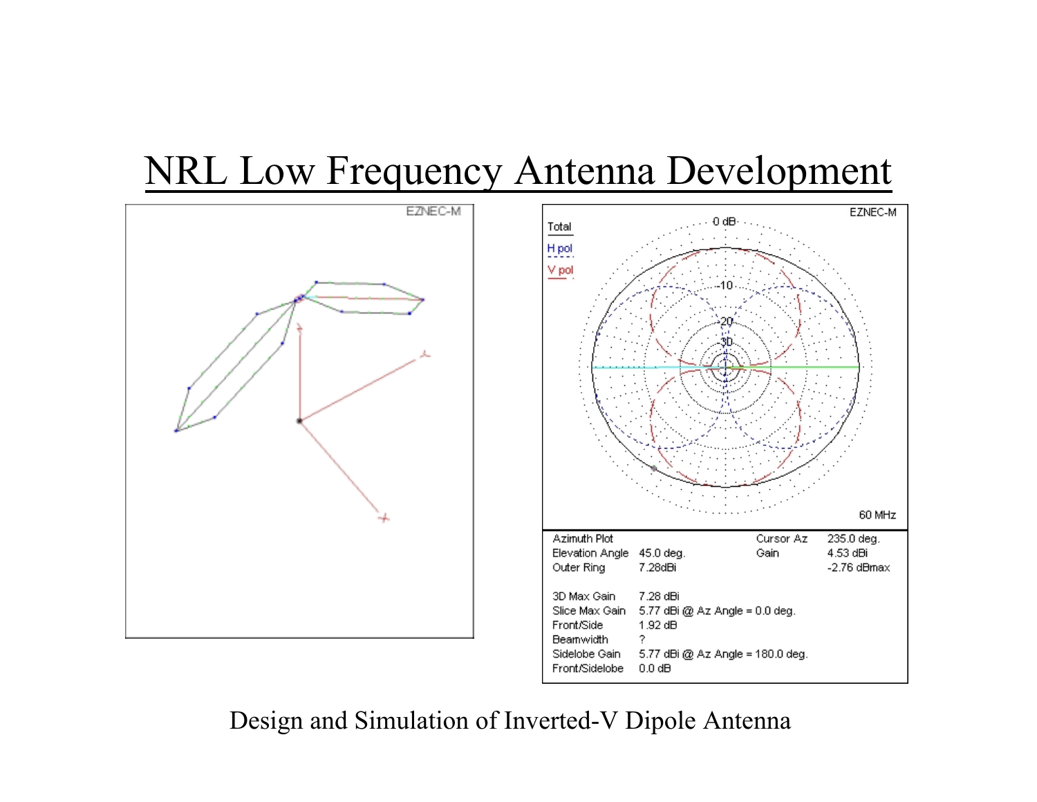# NRL Low Frequency Antenna Development

EZNEC-M

Total

H pol

V pol

60 MHz

| Azimuth Plot | | Cursor Az | 235.0 deg. |
|---|---|---|---|
| Elevation Angle | 45.0 deg. | Gain | 4.53 dBi |
| Outer Ring | 7.28dBi | | -2.76 dBmax |
| | | | |
| 3D Max Gain | 7.28 dBi | | |
| Slice Max Gain | 5.77 dBi @ Az Angle = 0.0 deg. | | |
| Front/Side | 1.92 dB | | |
| Beamwidth | ? | | |
| Sidelobe Gain | 5.77 dBi @ Az Angle = 180.0 deg. | | |
| Front/Sidelobe | 0.0 dB | | |

Design and Simulation of Inverted-V Dipole Antenna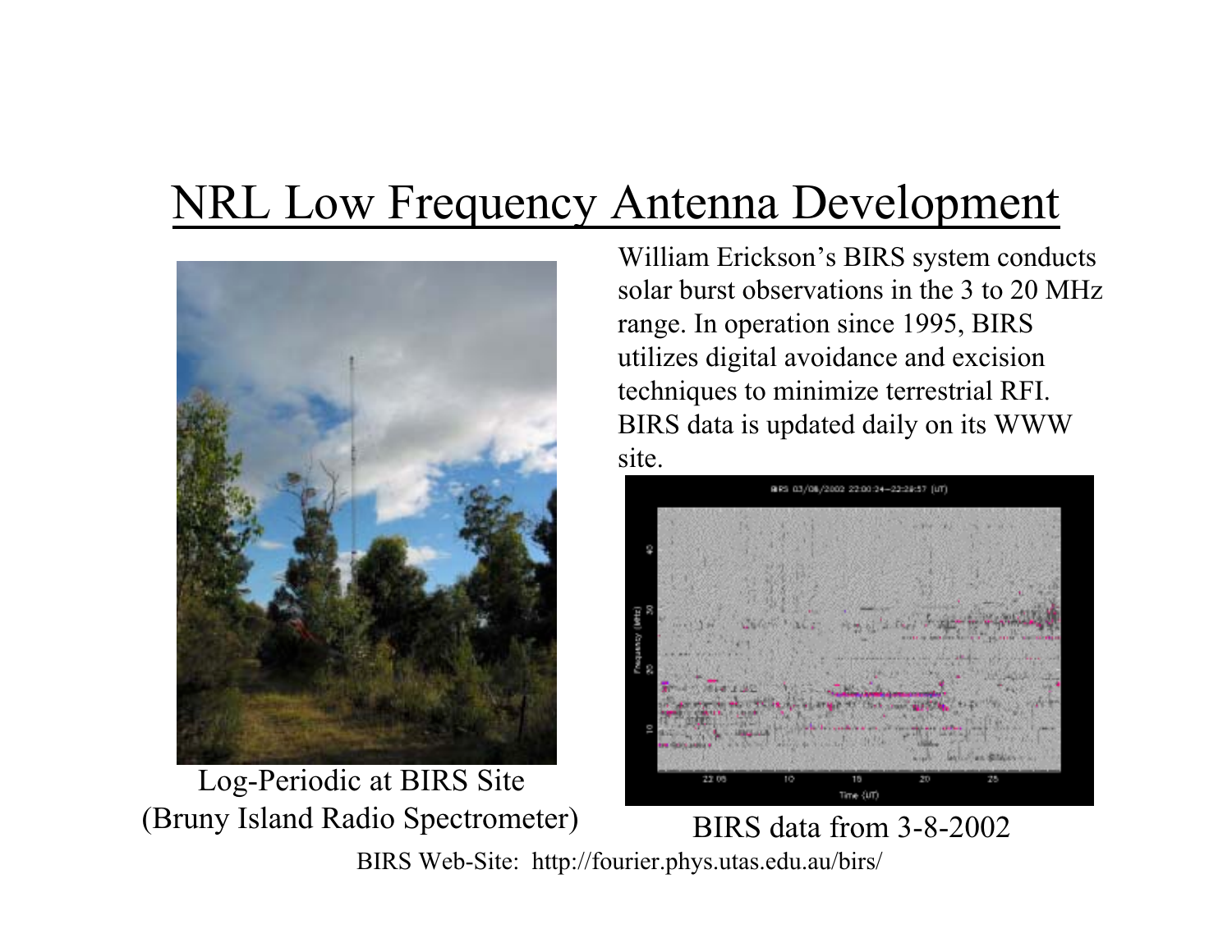# NRL Low Frequency Antenna Development

William Erickson's BIRS system conducts solar burst observations in the 3 to 20 MHz range. In operation since 1995, BIRS utilizes digital avoidance and excision techniques to minimize terrestrial RFI. BIRS data is updated daily on its WWW site.

Log-Periodic at BIRS Site
(Bruny Island Radio Spectrometer)

BIRS data from 3-8-2002

BIRS Web-Site: http://fourier.phys.utas.edu.au/birs/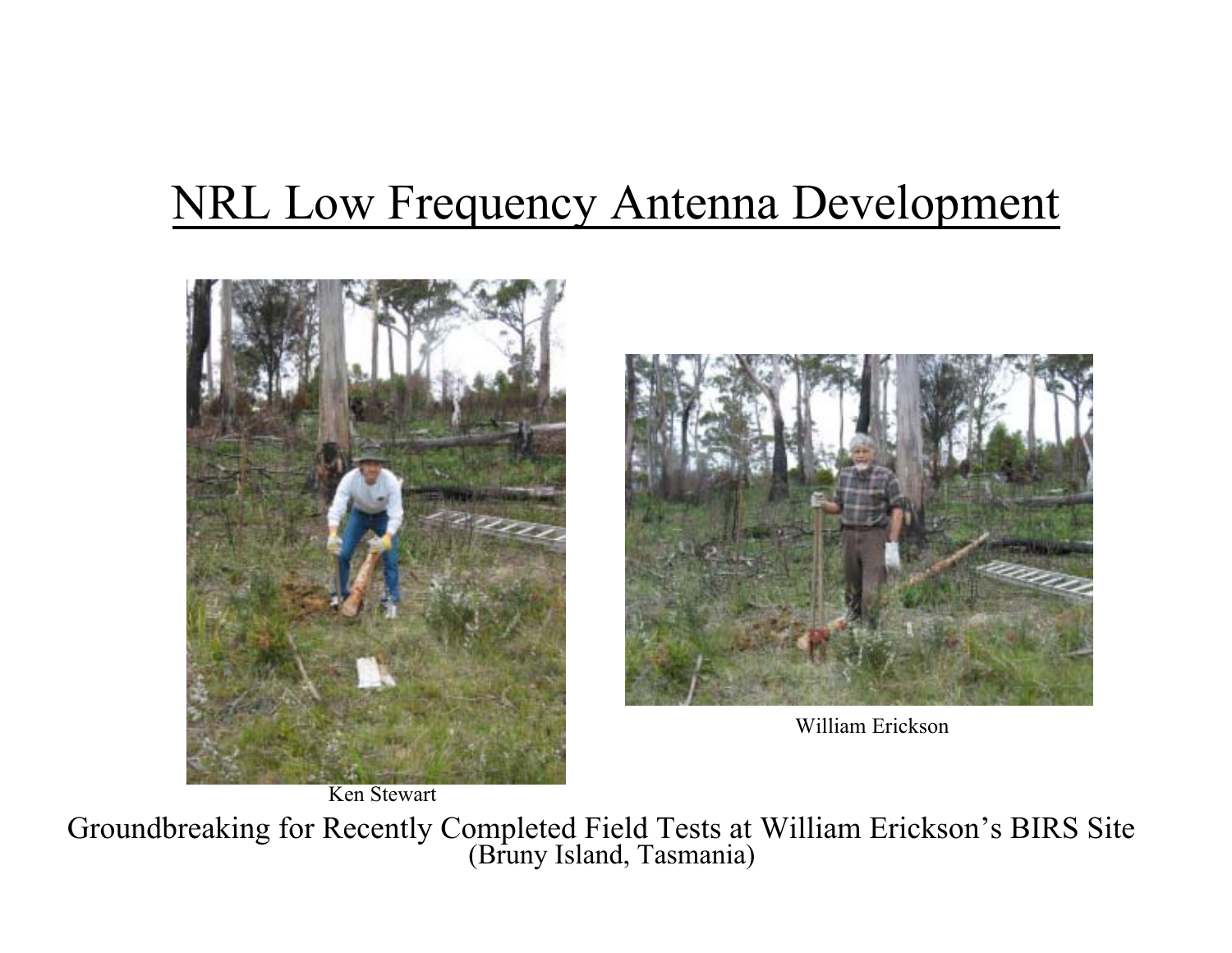# NRL Low Frequency Antenna Development

Ken Stewart

William Erickson

Groundbreaking for Recently Completed Field Tests at William Erickson's BIRS Site (Bruny Island, Tasmania)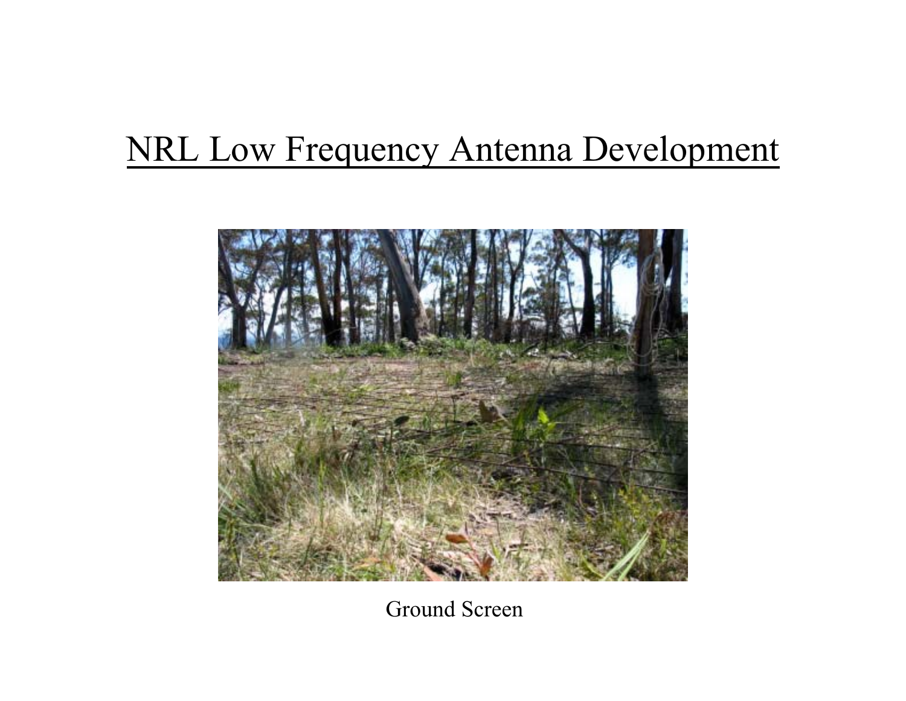# NRL Low Frequency Antenna Development

Ground Screen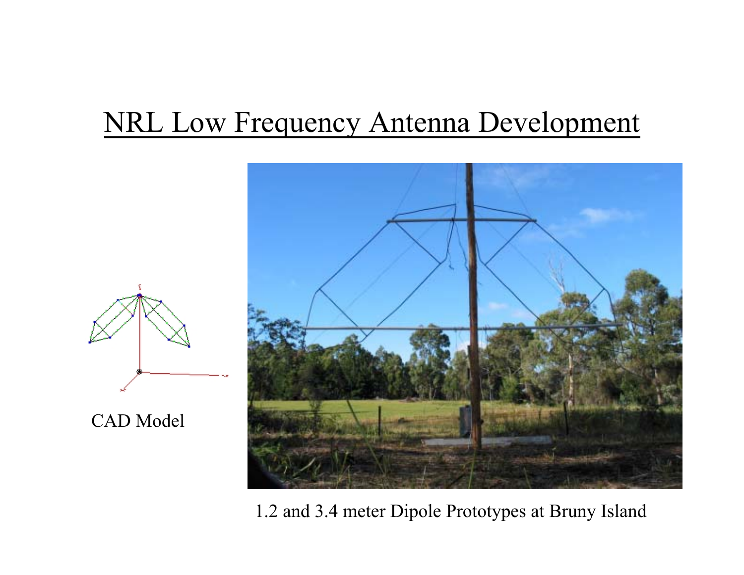# NRL Low Frequency Antenna Development

CAD Model

1.2 and 3.4 meter Dipole Prototypes at Bruny Island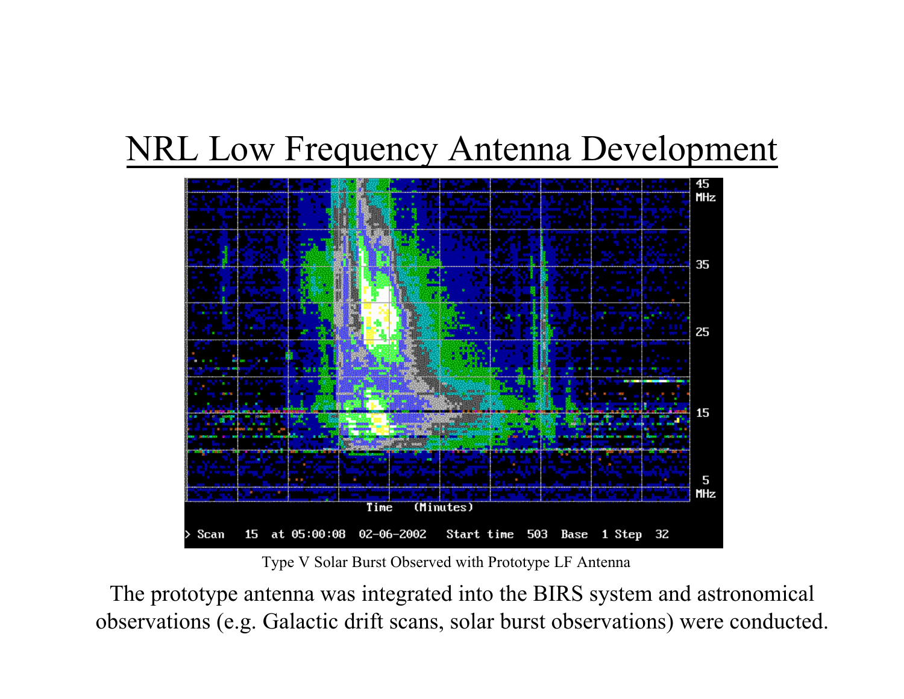# NRL Low Frequency Antenna Development

Type V Solar Burst Observed with Prototype LF Antenna

The prototype antenna was integrated into the BIRS system and astronomical observations (e.g. Galactic drift scans, solar burst observations) were conducted.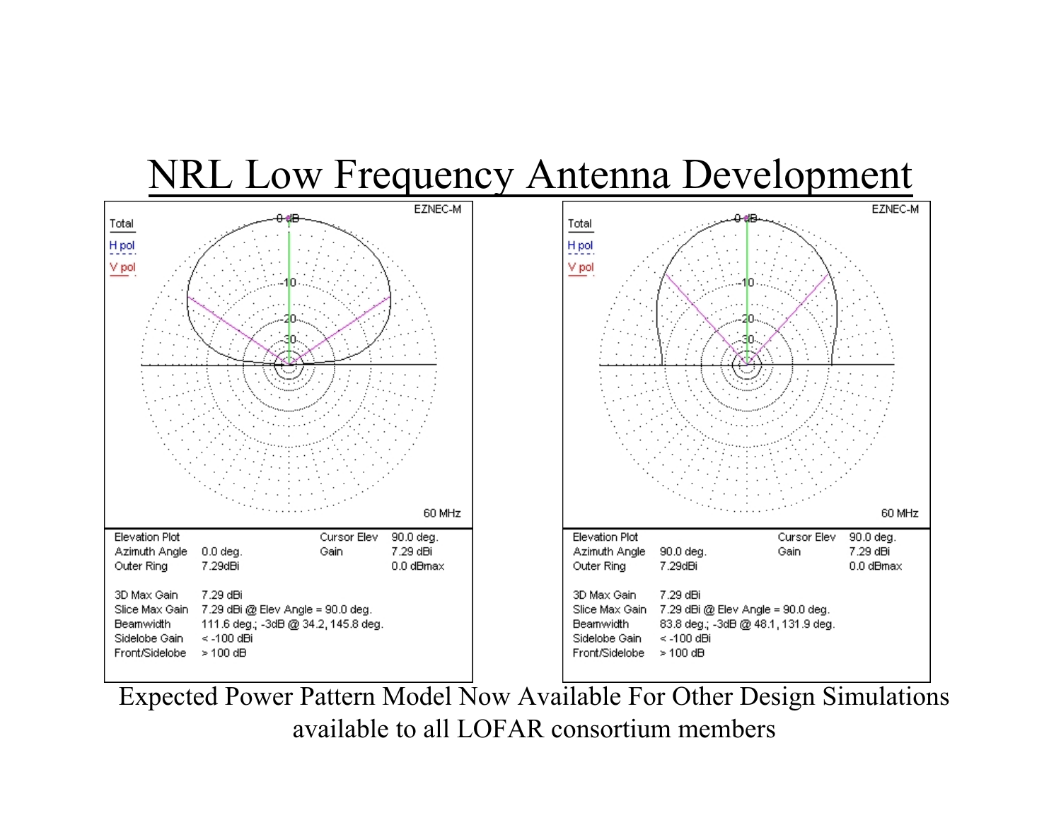# NRL Low Frequency Antenna Development

| Elevation Plot | | Cursor Elev | 90.0 deg. |
|---|---|---|---|
| Azimuth Angle | 0.0 deg. | Gain | 7.29 dBi |
| Outer Ring | 7.29dBi | | 0.0 dBmax |
| 3D Max Gain | 7.29 dBi | | |
| Slice Max Gain | 7.29 dBi @ Elev Angle = 90.0 deg. | | |
| Beamwidth | 111.6 deg.; -3dB @ 34.2, 145.8 deg. | | |
| Sidelobe Gain | < -100 dBi | | |
| Front/Sidelobe | > 100 dB | | |

| Elevation Plot | | Cursor Elev | 90.0 deg. |
|---|---|---|---|
| Azimuth Angle | 90.0 deg. | Gain | 7.29 dBi |
| Outer Ring | 7.29dBi | | 0.0 dBmax |
| 3D Max Gain | 7.29 dBi | | |
| Slice Max Gain | 7.29 dBi @ Elev Angle = 90.0 deg. | | |
| Beamwidth | 83.8 deg.; -3dB @ 48.1, 131.9 deg. | | |
| Sidelobe Gain | < -100 dBi | | |
| Front/Sidelobe | > 100 dB | | |

Expected Power Pattern Model Now Available For Other Design Simulations available to all LOFAR consortium members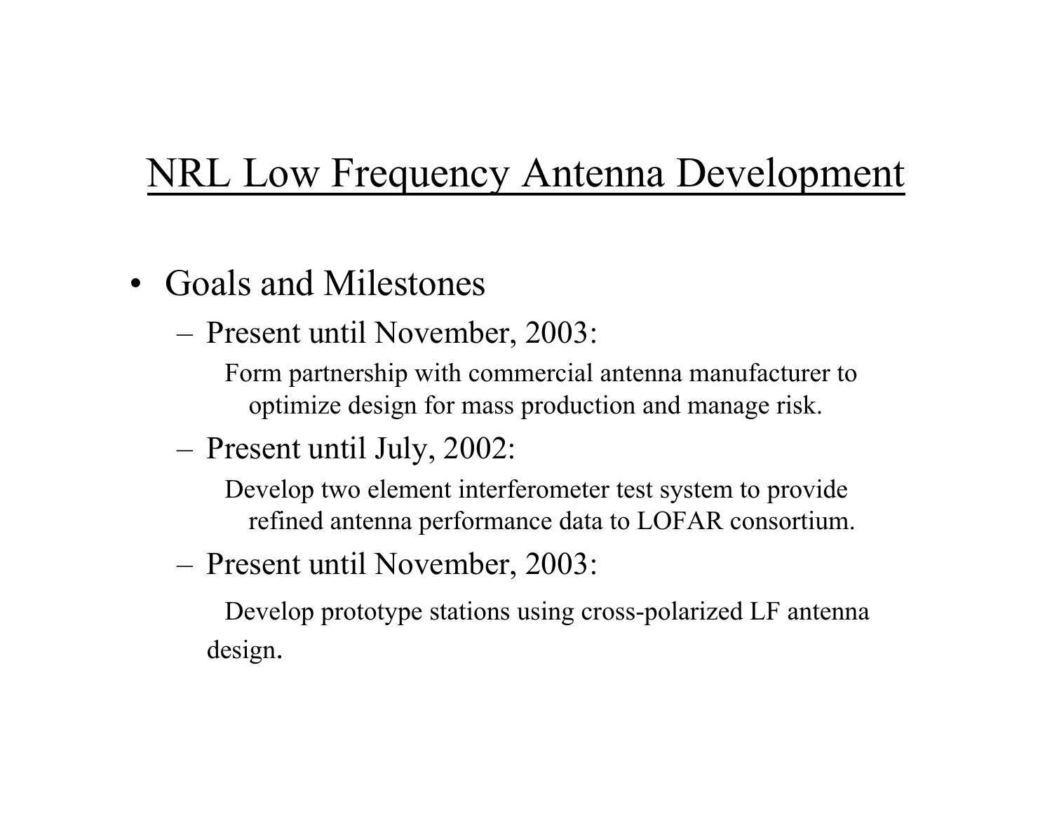# NRL Low Frequency Antenna Development

- Goals and Milestones
  - Present until November, 2003:

    Form partnership with commercial antenna manufacturer to optimize design for mass production and manage risk.

  - Present until July, 2002:

    Develop two element interferometer test system to provide refined antenna performance data to LOFAR consortium.

  - Present until November, 2003:

    Develop prototype stations using cross-polarized LF antenna design.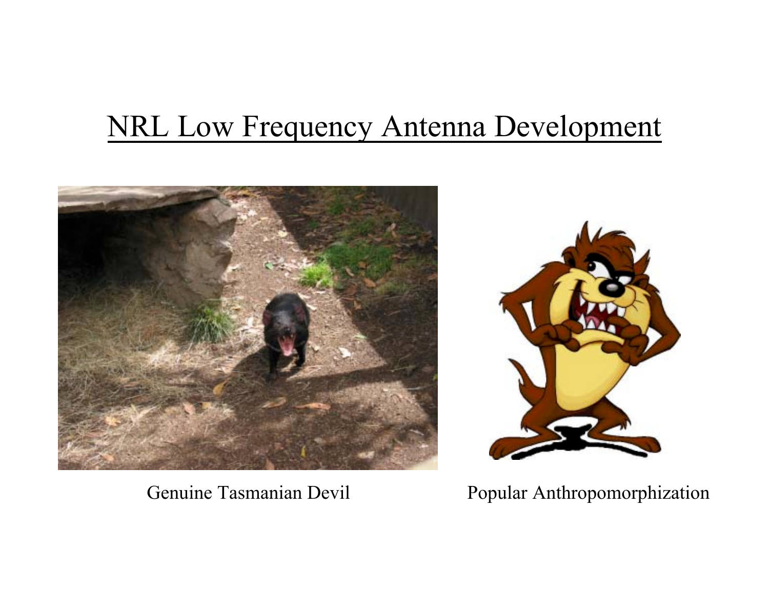# NRL Low Frequency Antenna Development

Genuine Tasmanian Devil

Popular Anthropomorphization